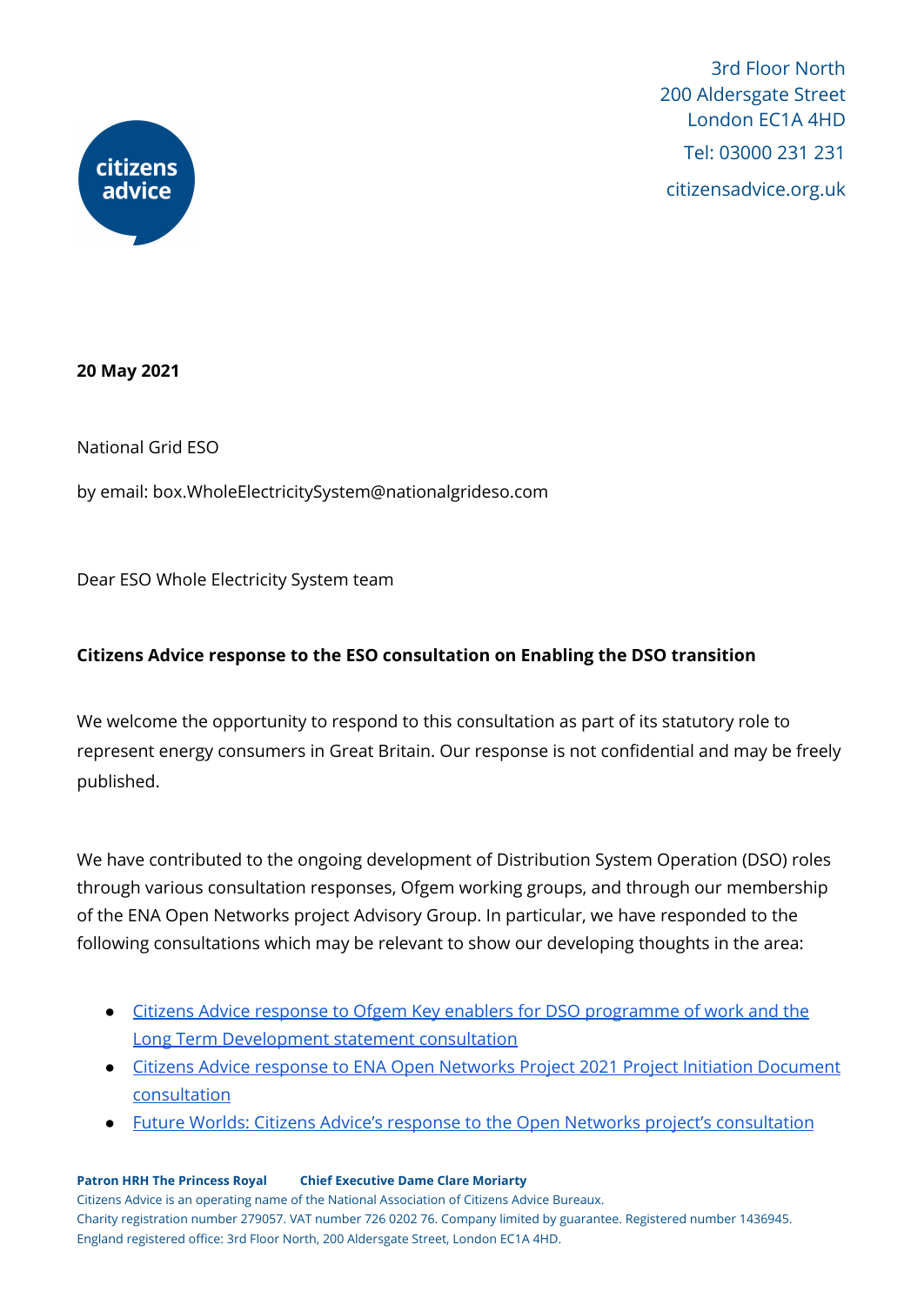3rd Floor North
200 Aldersgate Street
London EC1A 4HD

Tel: 03000 231 231

citizensadvice.org.uk

**20 May 2021**

National Grid ESO

by email: box.WholeElectricitySystem@nationalgrideso.com

Dear ESO Whole Electricity System team

**Citizens Advice response to the ESO consultation on Enabling the DSO transition**

We welcome the opportunity to respond to this consultation as part of its statutory role to represent energy consumers in Great Britain. Our response is not confidential and may be freely published.

We have contributed to the ongoing development of Distribution System Operation (DSO) roles through various consultation responses, Ofgem working groups, and through our membership of the ENA Open Networks project Advisory Group. In particular, we have responded to the following consultations which may be relevant to show our developing thoughts in the area:

- Citizens Advice response to Ofgem Key enablers for DSO programme of work and the Long Term Development statement consultation
- Citizens Advice response to ENA Open Networks Project 2021 Project Initiation Document consultation
- Future Worlds: Citizens Advice's response to the Open Networks project's consultation

**Patron HRH The Princess Royal** **Chief Executive Dame Clare Moriarty**
Citizens Advice is an operating name of the National Association of Citizens Advice Bureaux.
Charity registration number 279057. VAT number 726 0202 76. Company limited by guarantee. Registered number 1436945.
England registered office: 3rd Floor North, 200 Aldersgate Street, London EC1A 4HD.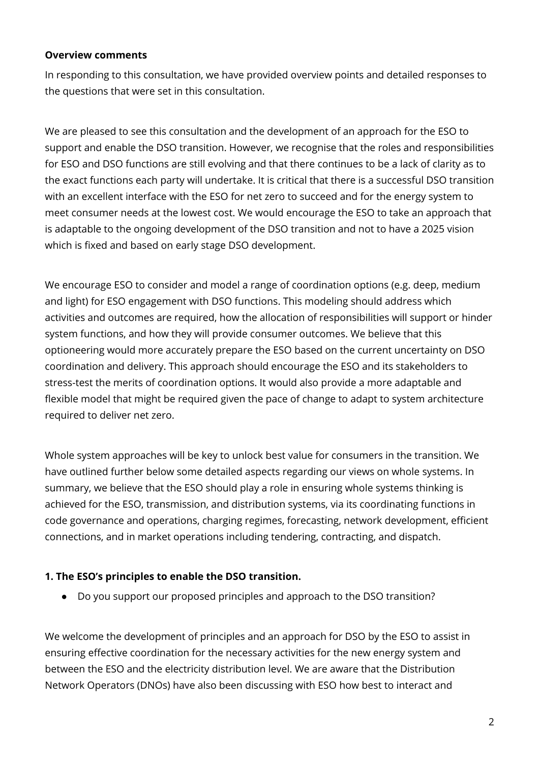**Overview comments**

In responding to this consultation, we have provided overview points and detailed responses to the questions that were set in this consultation.

We are pleased to see this consultation and the development of an approach for the ESO to support and enable the DSO transition. However, we recognise that the roles and responsibilities for ESO and DSO functions are still evolving and that there continues to be a lack of clarity as to the exact functions each party will undertake. It is critical that there is a successful DSO transition with an excellent interface with the ESO for net zero to succeed and for the energy system to meet consumer needs at the lowest cost. We would encourage the ESO to take an approach that is adaptable to the ongoing development of the DSO transition and not to have a 2025 vision which is fixed and based on early stage DSO development.

We encourage ESO to consider and model a range of coordination options (e.g. deep, medium and light) for ESO engagement with DSO functions. This modeling should address which activities and outcomes are required, how the allocation of responsibilities will support or hinder system functions, and how they will provide consumer outcomes. We believe that this optioneering would more accurately prepare the ESO based on the current uncertainty on DSO coordination and delivery. This approach should encourage the ESO and its stakeholders to stress-test the merits of coordination options. It would also provide a more adaptable and flexible model that might be required given the pace of change to adapt to system architecture required to deliver net zero.

Whole system approaches will be key to unlock best value for consumers in the transition. We have outlined further below some detailed aspects regarding our views on whole systems. In summary, we believe that the ESO should play a role in ensuring whole systems thinking is achieved for the ESO, transmission, and distribution systems, via its coordinating functions in code governance and operations, charging regimes, forecasting, network development, efficient connections, and in market operations including tendering, contracting, and dispatch.

**1. The ESO's principles to enable the DSO transition.**

- Do you support our proposed principles and approach to the DSO transition?

We welcome the development of principles and an approach for DSO by the ESO to assist in ensuring effective coordination for the necessary activities for the new energy system and between the ESO and the electricity distribution level. We are aware that the Distribution Network Operators (DNOs) have also been discussing with ESO how best to interact and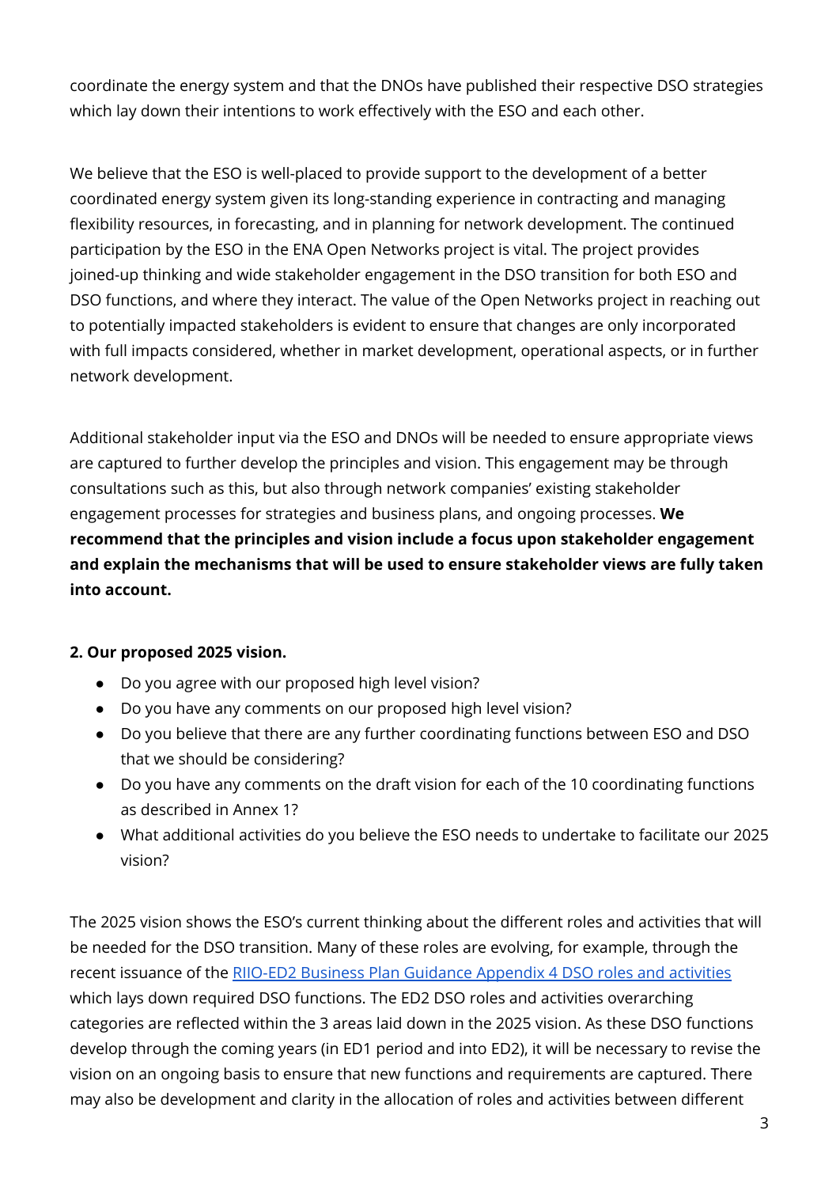coordinate the energy system and that the DNOs have published their respective DSO strategies which lay down their intentions to work effectively with the ESO and each other.

We believe that the ESO is well-placed to provide support to the development of a better coordinated energy system given its long-standing experience in contracting and managing flexibility resources, in forecasting, and in planning for network development. The continued participation by the ESO in the ENA Open Networks project is vital. The project provides joined-up thinking and wide stakeholder engagement in the DSO transition for both ESO and DSO functions, and where they interact. The value of the Open Networks project in reaching out to potentially impacted stakeholders is evident to ensure that changes are only incorporated with full impacts considered, whether in market development, operational aspects, or in further network development.

Additional stakeholder input via the ESO and DNOs will be needed to ensure appropriate views are captured to further develop the principles and vision. This engagement may be through consultations such as this, but also through network companies' existing stakeholder engagement processes for strategies and business plans, and ongoing processes. **We recommend that the principles and vision include a focus upon stakeholder engagement and explain the mechanisms that will be used to ensure stakeholder views are fully taken into account.**

**2. Our proposed 2025 vision.**

- Do you agree with our proposed high level vision?
- Do you have any comments on our proposed high level vision?
- Do you believe that there are any further coordinating functions between ESO and DSO that we should be considering?
- Do you have any comments on the draft vision for each of the 10 coordinating functions as described in Annex 1?
- What additional activities do you believe the ESO needs to undertake to facilitate our 2025 vision?

The 2025 vision shows the ESO's current thinking about the different roles and activities that will be needed for the DSO transition. Many of these roles are evolving, for example, through the recent issuance of the [RIIO-ED2 Business Plan Guidance Appendix 4 DSO roles and activities] which lays down required DSO functions. The ED2 DSO roles and activities overarching categories are reflected within the 3 areas laid down in the 2025 vision. As these DSO functions develop through the coming years (in ED1 period and into ED2), it will be necessary to revise the vision on an ongoing basis to ensure that new functions and requirements are captured. There may also be development and clarity in the allocation of roles and activities between different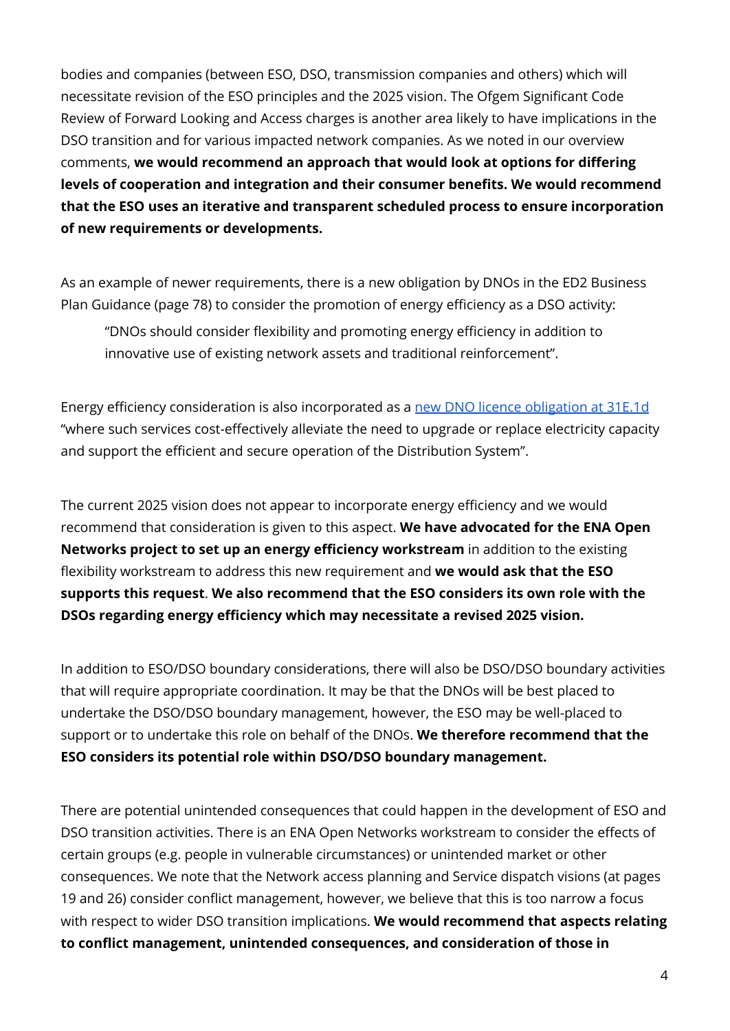bodies and companies (between ESO, DSO, transmission companies and others) which will necessitate revision of the ESO principles and the 2025 vision. The Ofgem Significant Code Review of Forward Looking and Access charges is another area likely to have implications in the DSO transition and for various impacted network companies. As we noted in our overview comments, **we would recommend an approach that would look at options for differing levels of cooperation and integration and their consumer benefits. We would recommend that the ESO uses an iterative and transparent scheduled process to ensure incorporation of new requirements or developments.**

As an example of newer requirements, there is a new obligation by DNOs in the ED2 Business Plan Guidance (page 78) to consider the promotion of energy efficiency as a DSO activity:

> "DNOs should consider flexibility and promoting energy efficiency in addition to innovative use of existing network assets and traditional reinforcement".

Energy efficiency consideration is also incorporated as a [new DNO licence obligation at 31E.1d](#) "where such services cost-effectively alleviate the need to upgrade or replace electricity capacity and support the efficient and secure operation of the Distribution System".

The current 2025 vision does not appear to incorporate energy efficiency and we would recommend that consideration is given to this aspect. **We have advocated for the ENA Open Networks project to set up an energy efficiency workstream** in addition to the existing flexibility workstream to address this new requirement and **we would ask that the ESO supports this request**. **We also recommend that the ESO considers its own role with the DSOs regarding energy efficiency which may necessitate a revised 2025 vision.**

In addition to ESO/DSO boundary considerations, there will also be DSO/DSO boundary activities that will require appropriate coordination. It may be that the DNOs will be best placed to undertake the DSO/DSO boundary management, however, the ESO may be well-placed to support or to undertake this role on behalf of the DNOs. **We therefore recommend that the ESO considers its potential role within DSO/DSO boundary management.**

There are potential unintended consequences that could happen in the development of ESO and DSO transition activities. There is an ENA Open Networks workstream to consider the effects of certain groups (e.g. people in vulnerable circumstances) or unintended market or other consequences. We note that the Network access planning and Service dispatch visions (at pages 19 and 26) consider conflict management, however, we believe that this is too narrow a focus with respect to wider DSO transition implications. **We would recommend that aspects relating to conflict management, unintended consequences, and consideration of those in**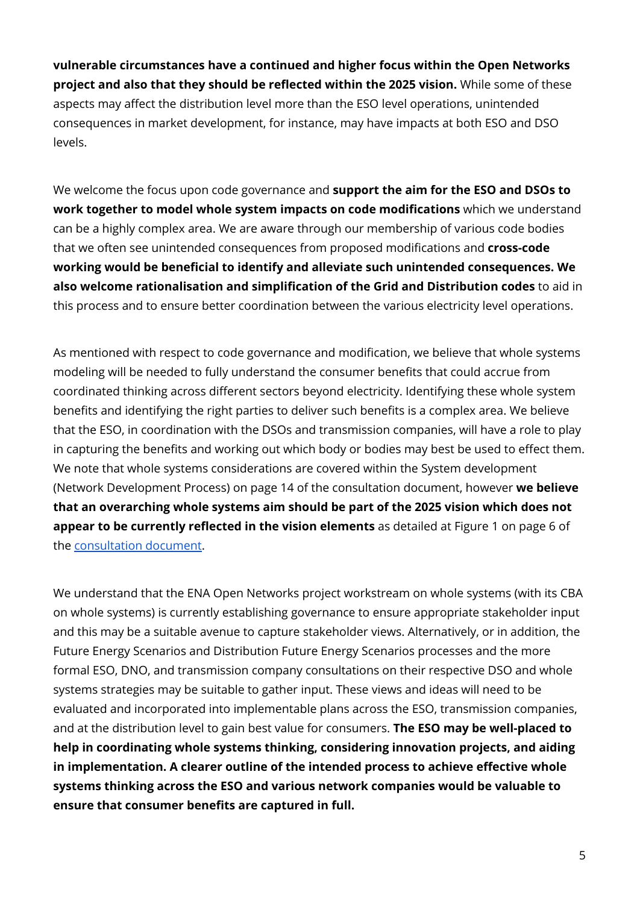**vulnerable circumstances have a continued and higher focus within the Open Networks project and also that they should be reflected within the 2025 vision.** While some of these aspects may affect the distribution level more than the ESO level operations, unintended consequences in market development, for instance, may have impacts at both ESO and DSO levels.

We welcome the focus upon code governance and **support the aim for the ESO and DSOs to work together to model whole system impacts on code modifications** which we understand can be a highly complex area. We are aware through our membership of various code bodies that we often see unintended consequences from proposed modifications and **cross-code working would be beneficial to identify and alleviate such unintended consequences. We also welcome rationalisation and simplification of the Grid and Distribution codes** to aid in this process and to ensure better coordination between the various electricity level operations.

As mentioned with respect to code governance and modification, we believe that whole systems modeling will be needed to fully understand the consumer benefits that could accrue from coordinated thinking across different sectors beyond electricity. Identifying these whole system benefits and identifying the right parties to deliver such benefits is a complex area. We believe that the ESO, in coordination with the DSOs and transmission companies, will have a role to play in capturing the benefits and working out which body or bodies may best be used to effect them. We note that whole systems considerations are covered within the System development (Network Development Process) on page 14 of the consultation document, however **we believe that an overarching whole systems aim should be part of the 2025 vision which does not appear to be currently reflected in the vision elements** as detailed at Figure 1 on page 6 of the consultation document.

We understand that the ENA Open Networks project workstream on whole systems (with its CBA on whole systems) is currently establishing governance to ensure appropriate stakeholder input and this may be a suitable avenue to capture stakeholder views. Alternatively, or in addition, the Future Energy Scenarios and Distribution Future Energy Scenarios processes and the more formal ESO, DNO, and transmission company consultations on their respective DSO and whole systems strategies may be suitable to gather input. These views and ideas will need to be evaluated and incorporated into implementable plans across the ESO, transmission companies, and at the distribution level to gain best value for consumers. **The ESO may be well-placed to help in coordinating whole systems thinking, considering innovation projects, and aiding in implementation. A clearer outline of the intended process to achieve effective whole systems thinking across the ESO and various network companies would be valuable to ensure that consumer benefits are captured in full.**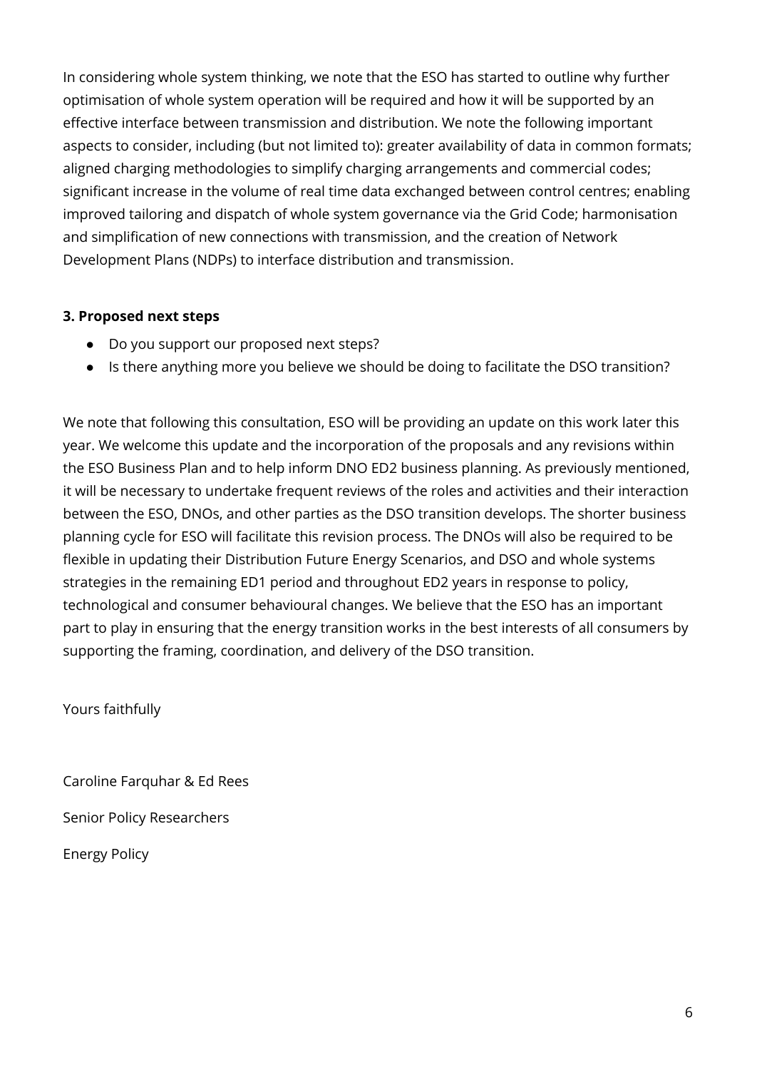In considering whole system thinking, we note that the ESO has started to outline why further optimisation of whole system operation will be required and how it will be supported by an effective interface between transmission and distribution. We note the following important aspects to consider, including (but not limited to): greater availability of data in common formats; aligned charging methodologies to simplify charging arrangements and commercial codes; significant increase in the volume of real time data exchanged between control centres; enabling improved tailoring and dispatch of whole system governance via the Grid Code; harmonisation and simplification of new connections with transmission, and the creation of Network Development Plans (NDPs) to interface distribution and transmission.

**3. Proposed next steps**

- Do you support our proposed next steps?
- Is there anything more you believe we should be doing to facilitate the DSO transition?

We note that following this consultation, ESO will be providing an update on this work later this year. We welcome this update and the incorporation of the proposals and any revisions within the ESO Business Plan and to help inform DNO ED2 business planning. As previously mentioned, it will be necessary to undertake frequent reviews of the roles and activities and their interaction between the ESO, DNOs, and other parties as the DSO transition develops. The shorter business planning cycle for ESO will facilitate this revision process. The DNOs will also be required to be flexible in updating their Distribution Future Energy Scenarios, and DSO and whole systems strategies in the remaining ED1 period and throughout ED2 years in response to policy, technological and consumer behavioural changes. We believe that the ESO has an important part to play in ensuring that the energy transition works in the best interests of all consumers by supporting the framing, coordination, and delivery of the DSO transition.

Yours faithfully

Caroline Farquhar & Ed Rees

Senior Policy Researchers

Energy Policy